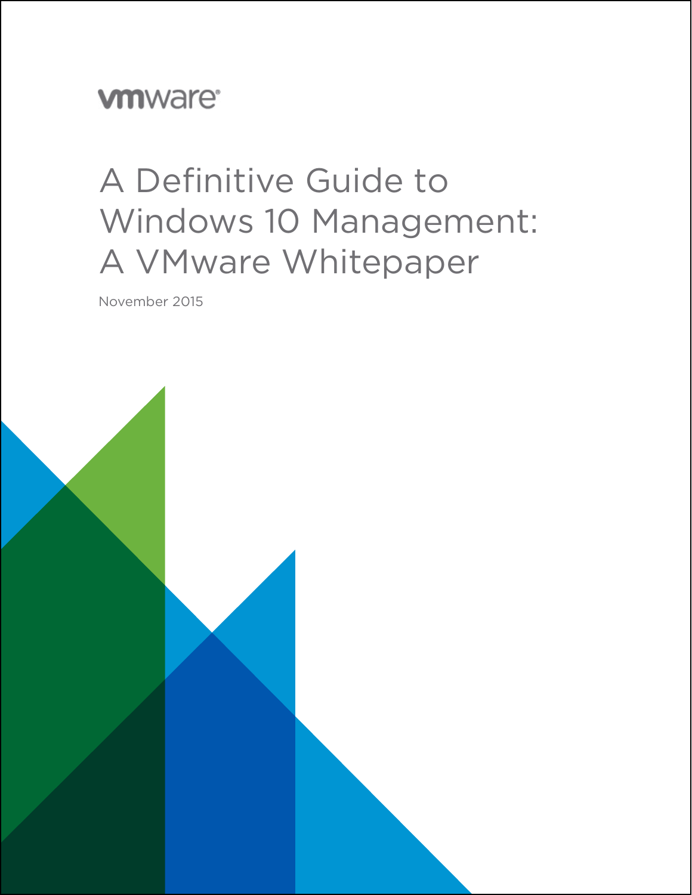vmware

# A Definitive Guide to Windows 10 Management: A VMware Whitepaper

November 2015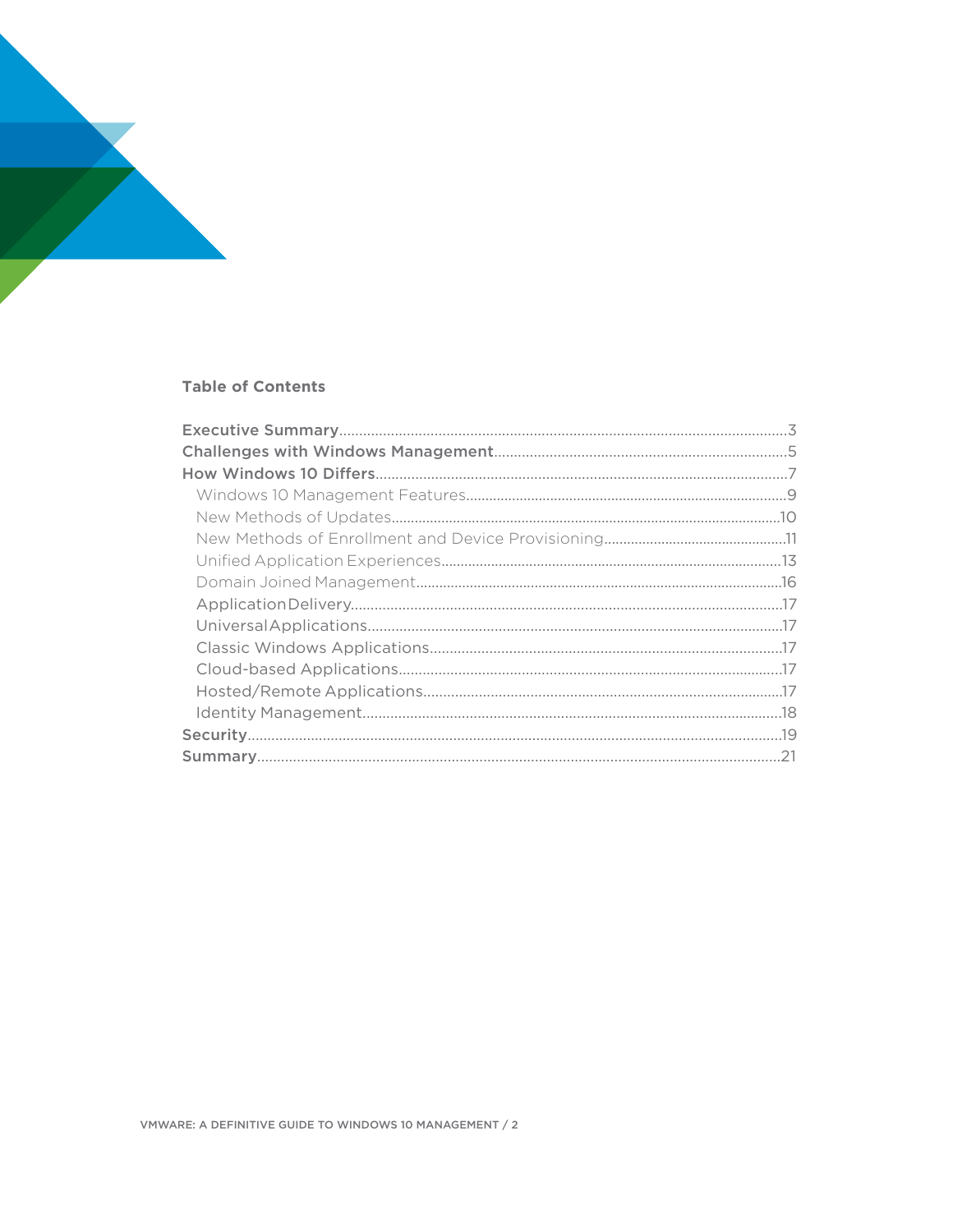## Table of Contents

- Executive Summary 3
- Challenges with Windows Management 5
- How Windows 10 Differs 7
  - Windows 10 Management Features 9
  - New Methods of Updates 10
  - New Methods of Enrollment and Device Provisioning 11
  - Unified Application Experiences 13
  - Domain Joined Management 16
  - Application Delivery 17
  - Universal Applications 17
  - Classic Windows Applications 17
  - Cloud-based Applications 17
  - Hosted/Remote Applications 17
  - Identity Management 18
- Security 19
- Summary 21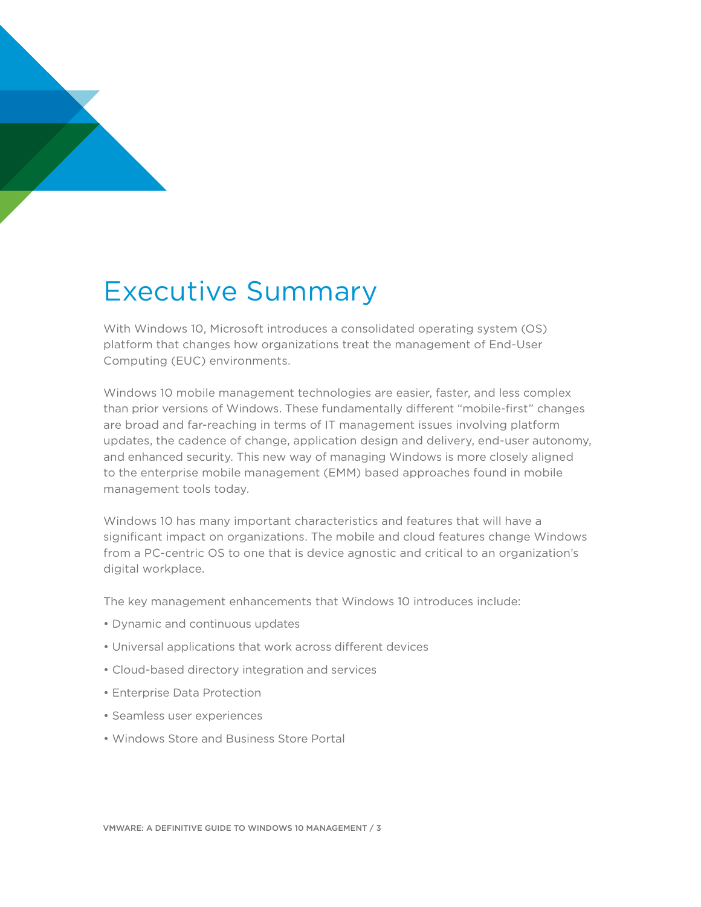# Executive Summary

With Windows 10, Microsoft introduces a consolidated operating system (OS) platform that changes how organizations treat the management of End-User Computing (EUC) environments.

Windows 10 mobile management technologies are easier, faster, and less complex than prior versions of Windows. These fundamentally different "mobile-first" changes are broad and far-reaching in terms of IT management issues involving platform updates, the cadence of change, application design and delivery, end-user autonomy, and enhanced security. This new way of managing Windows is more closely aligned to the enterprise mobile management (EMM) based approaches found in mobile management tools today.

Windows 10 has many important characteristics and features that will have a significant impact on organizations. The mobile and cloud features change Windows from a PC-centric OS to one that is device agnostic and critical to an organization's digital workplace.

The key management enhancements that Windows 10 introduces include:

- Dynamic and continuous updates
- Universal applications that work across different devices
- Cloud-based directory integration and services
- Enterprise Data Protection
- Seamless user experiences
- Windows Store and Business Store Portal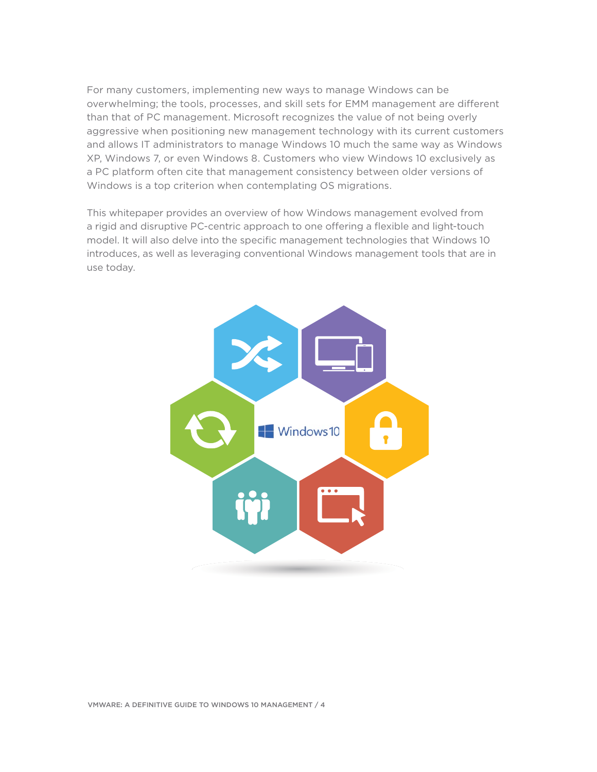For many customers, implementing new ways to manage Windows can be overwhelming; the tools, processes, and skill sets for EMM management are different than that of PC management. Microsoft recognizes the value of not being overly aggressive when positioning new management technology with its current customers and allows IT administrators to manage Windows 10 much the same way as Windows XP, Windows 7, or even Windows 8. Customers who view Windows 10 exclusively as a PC platform often cite that management consistency between older versions of Windows is a top criterion when contemplating OS migrations.

This whitepaper provides an overview of how Windows management evolved from a rigid and disruptive PC-centric approach to one offering a flexible and light-touch model. It will also delve into the specific management technologies that Windows 10 introduces, as well as leveraging conventional Windows management tools that are in use today.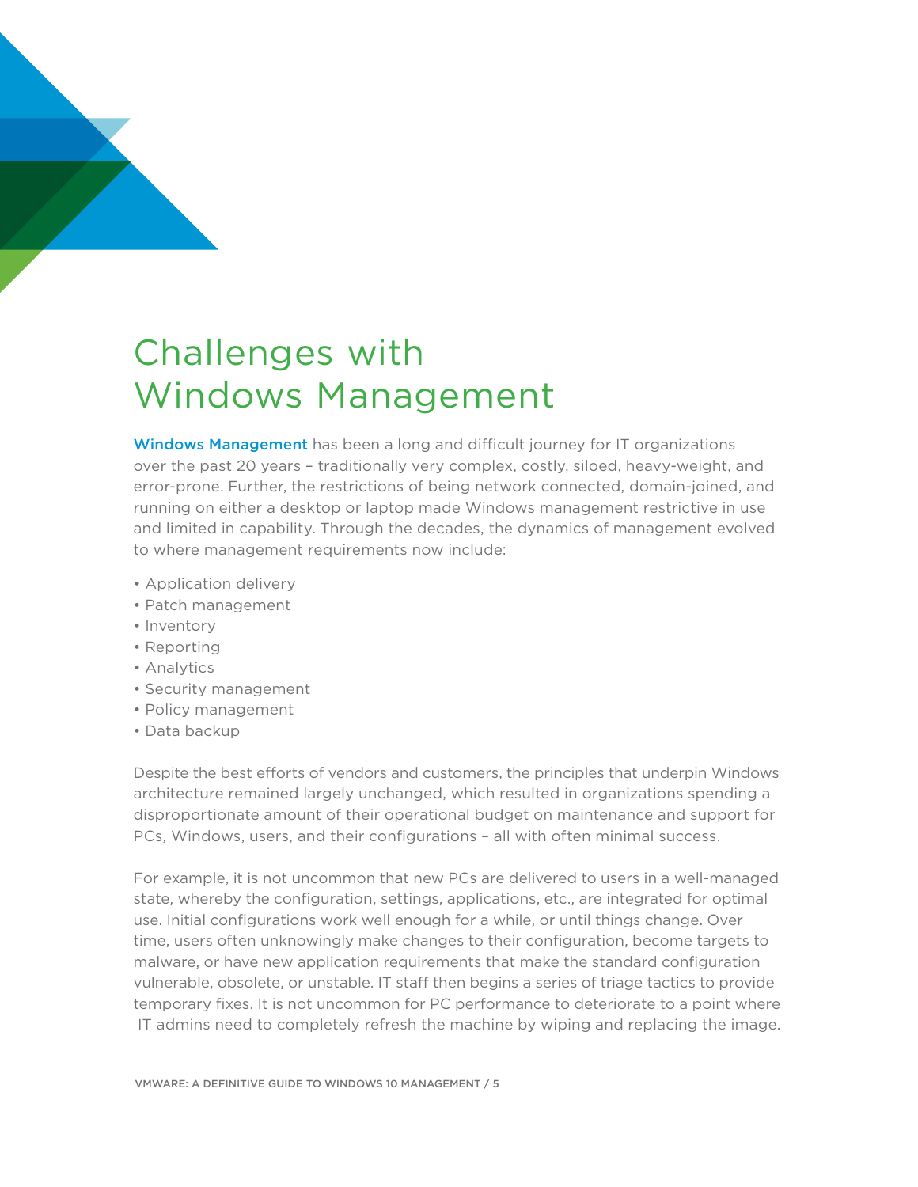# Challenges with Windows Management

Windows Management has been a long and difficult journey for IT organizations over the past 20 years – traditionally very complex, costly, siloed, heavy-weight, and error-prone. Further, the restrictions of being network connected, domain-joined, and running on either a desktop or laptop made Windows management restrictive in use and limited in capability. Through the decades, the dynamics of management evolved to where management requirements now include:

- Application delivery
- Patch management
- Inventory
- Reporting
- Analytics
- Security management
- Policy management
- Data backup

Despite the best efforts of vendors and customers, the principles that underpin Windows architecture remained largely unchanged, which resulted in organizations spending a disproportionate amount of their operational budget on maintenance and support for PCs, Windows, users, and their configurations – all with often minimal success.

For example, it is not uncommon that new PCs are delivered to users in a well-managed state, whereby the configuration, settings, applications, etc., are integrated for optimal use. Initial configurations work well enough for a while, or until things change. Over time, users often unknowingly make changes to their configuration, become targets to malware, or have new application requirements that make the standard configuration vulnerable, obsolete, or unstable. IT staff then begins a series of triage tactics to provide temporary fixes. It is not uncommon for PC performance to deteriorate to a point where IT admins need to completely refresh the machine by wiping and replacing the image.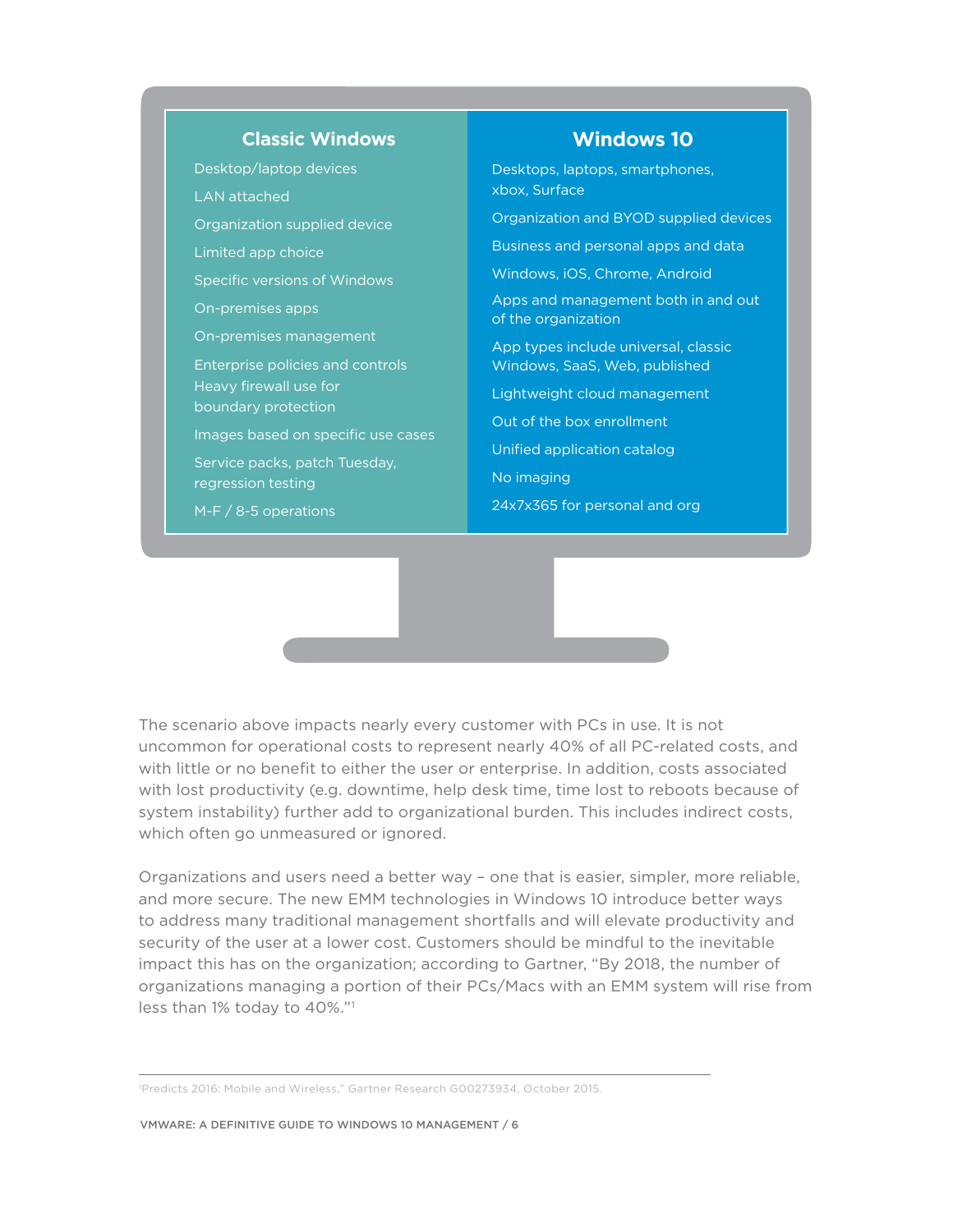| Classic Windows | Windows 10 |
|---|---|
| Desktop/laptop devices | Desktops, laptops, smartphones, xbox, Surface |
| LAN attached | Organization and BYOD supplied devices |
| Organization supplied device | Business and personal apps and data |
| Limited app choice | Windows, iOS, Chrome, Android |
| Specific versions of Windows | Apps and management both in and out of the organization |
| On-premises apps | App types include universal, classic Windows, SaaS, Web, published |
| On-premises management | Lightweight cloud management |
| Enterprise policies and controls Heavy firewall use for boundary protection | Out of the box enrollment |
| Images based on specific use cases | Unified application catalog |
| Service packs, patch Tuesday, regression testing | No imaging |
| M-F / 8-5 operations | 24x7x365 for personal and org |

The scenario above impacts nearly every customer with PCs in use. It is not uncommon for operational costs to represent nearly 40% of all PC-related costs, and with little or no benefit to either the user or enterprise. In addition, costs associated with lost productivity (e.g. downtime, help desk time, time lost to reboots because of system instability) further add to organizational burden. This includes indirect costs, which often go unmeasured or ignored.

Organizations and users need a better way – one that is easier, simpler, more reliable, and more secure. The new EMM technologies in Windows 10 introduce better ways to address many traditional management shortfalls and will elevate productivity and security of the user at a lower cost. Customers should be mindful to the inevitable impact this has on the organization; according to Gartner, "By 2018, the number of organizations managing a portion of their PCs/Macs with an EMM system will rise from less than 1% today to 40%."[1]

[1] Predicts 2016: Mobile and Wireless," Gartner Research G00273934, October 2015.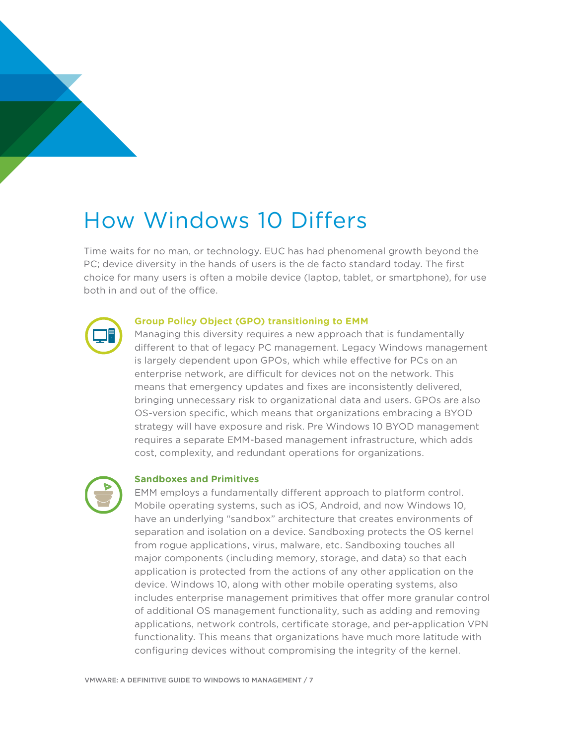# How Windows 10 Differs

Time waits for no man, or technology. EUC has had phenomenal growth beyond the PC; device diversity in the hands of users is the de facto standard today. The first choice for many users is often a mobile device (laptop, tablet, or smartphone), for use both in and out of the office.

### Group Policy Object (GPO) transitioning to EMM

Managing this diversity requires a new approach that is fundamentally different to that of legacy PC management. Legacy Windows management is largely dependent upon GPOs, which while effective for PCs on an enterprise network, are difficult for devices not on the network. This means that emergency updates and fixes are inconsistently delivered, bringing unnecessary risk to organizational data and users. GPOs are also OS-version specific, which means that organizations embracing a BYOD strategy will have exposure and risk. Pre Windows 10 BYOD management requires a separate EMM-based management infrastructure, which adds cost, complexity, and redundant operations for organizations.

### Sandboxes and Primitives

EMM employs a fundamentally different approach to platform control. Mobile operating systems, such as iOS, Android, and now Windows 10, have an underlying "sandbox" architecture that creates environments of separation and isolation on a device. Sandboxing protects the OS kernel from rogue applications, virus, malware, etc. Sandboxing touches all major components (including memory, storage, and data) so that each application is protected from the actions of any other application on the device. Windows 10, along with other mobile operating systems, also includes enterprise management primitives that offer more granular control of additional OS management functionality, such as adding and removing applications, network controls, certificate storage, and per-application VPN functionality. This means that organizations have much more latitude with configuring devices without compromising the integrity of the kernel.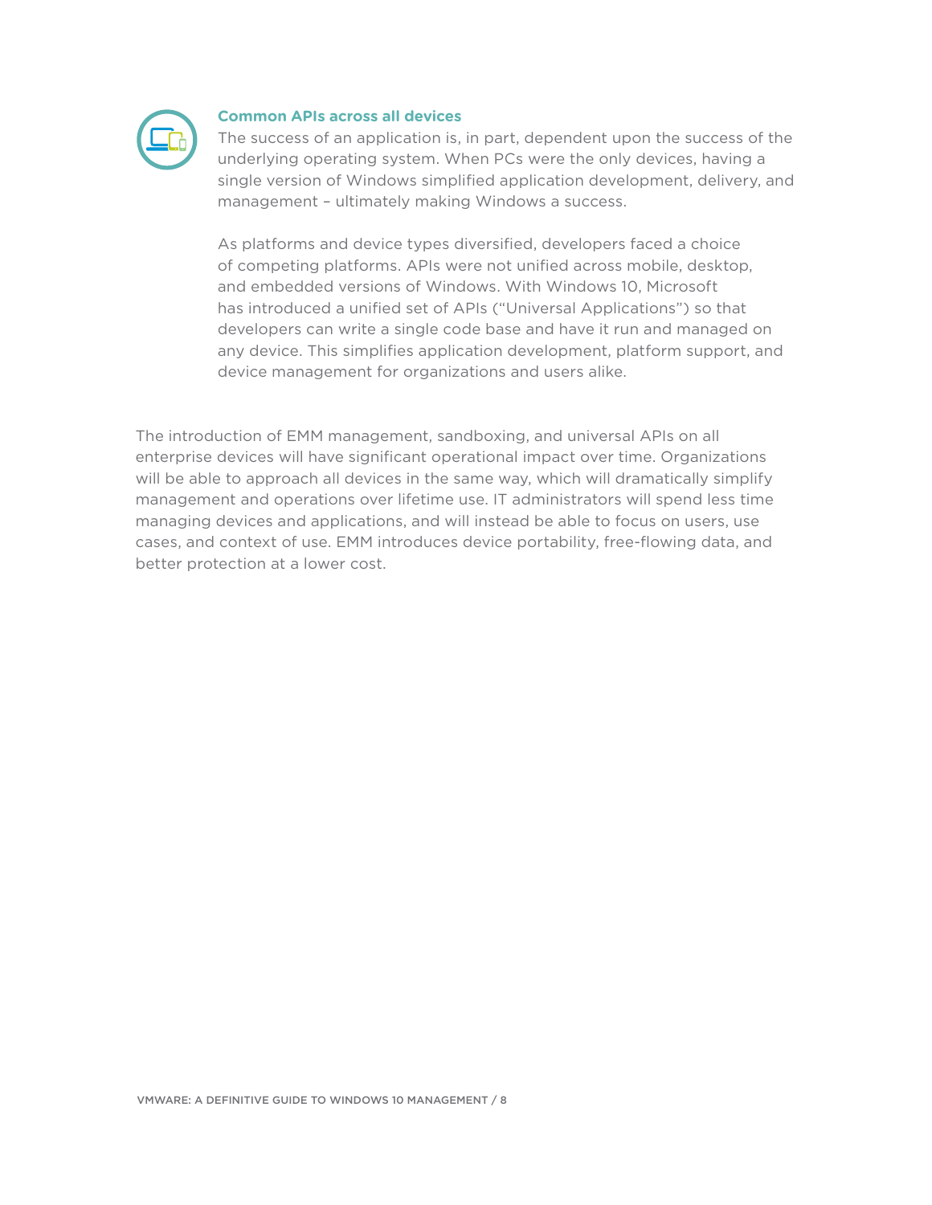### Common APIs across all devices

The success of an application is, in part, dependent upon the success of the underlying operating system. When PCs were the only devices, having a single version of Windows simplified application development, delivery, and management – ultimately making Windows a success.

As platforms and device types diversified, developers faced a choice of competing platforms. APIs were not unified across mobile, desktop, and embedded versions of Windows. With Windows 10, Microsoft has introduced a unified set of APIs ("Universal Applications") so that developers can write a single code base and have it run and managed on any device. This simplifies application development, platform support, and device management for organizations and users alike.

The introduction of EMM management, sandboxing, and universal APIs on all enterprise devices will have significant operational impact over time. Organizations will be able to approach all devices in the same way, which will dramatically simplify management and operations over lifetime use. IT administrators will spend less time managing devices and applications, and will instead be able to focus on users, use cases, and context of use. EMM introduces device portability, free-flowing data, and better protection at a lower cost.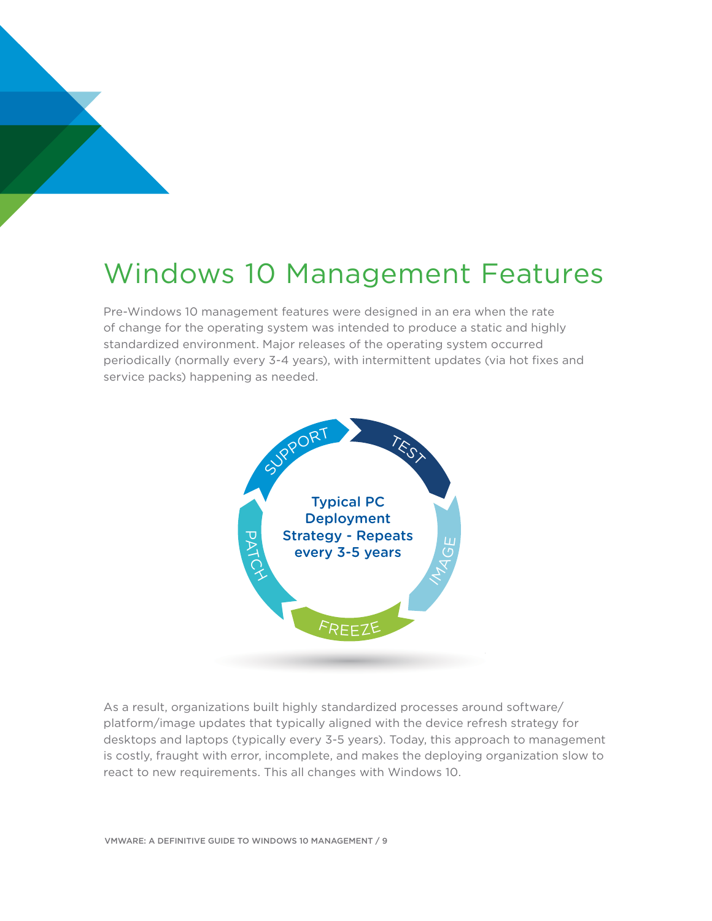# Windows 10 Management Features

Pre-Windows 10 management features were designed in an era when the rate of change for the operating system was intended to produce a static and highly standardized environment. Major releases of the operating system occurred periodically (normally every 3-4 years), with intermittent updates (via hot fixes and service packs) happening as needed.

**Typical PC Deployment Strategy - Repeats every 3-5 years**

SUPPORT → TEST → IMAGE → FREEZE → PATCH

As a result, organizations built highly standardized processes around software/platform/image updates that typically aligned with the device refresh strategy for desktops and laptops (typically every 3-5 years). Today, this approach to management is costly, fraught with error, incomplete, and makes the deploying organization slow to react to new requirements. This all changes with Windows 10.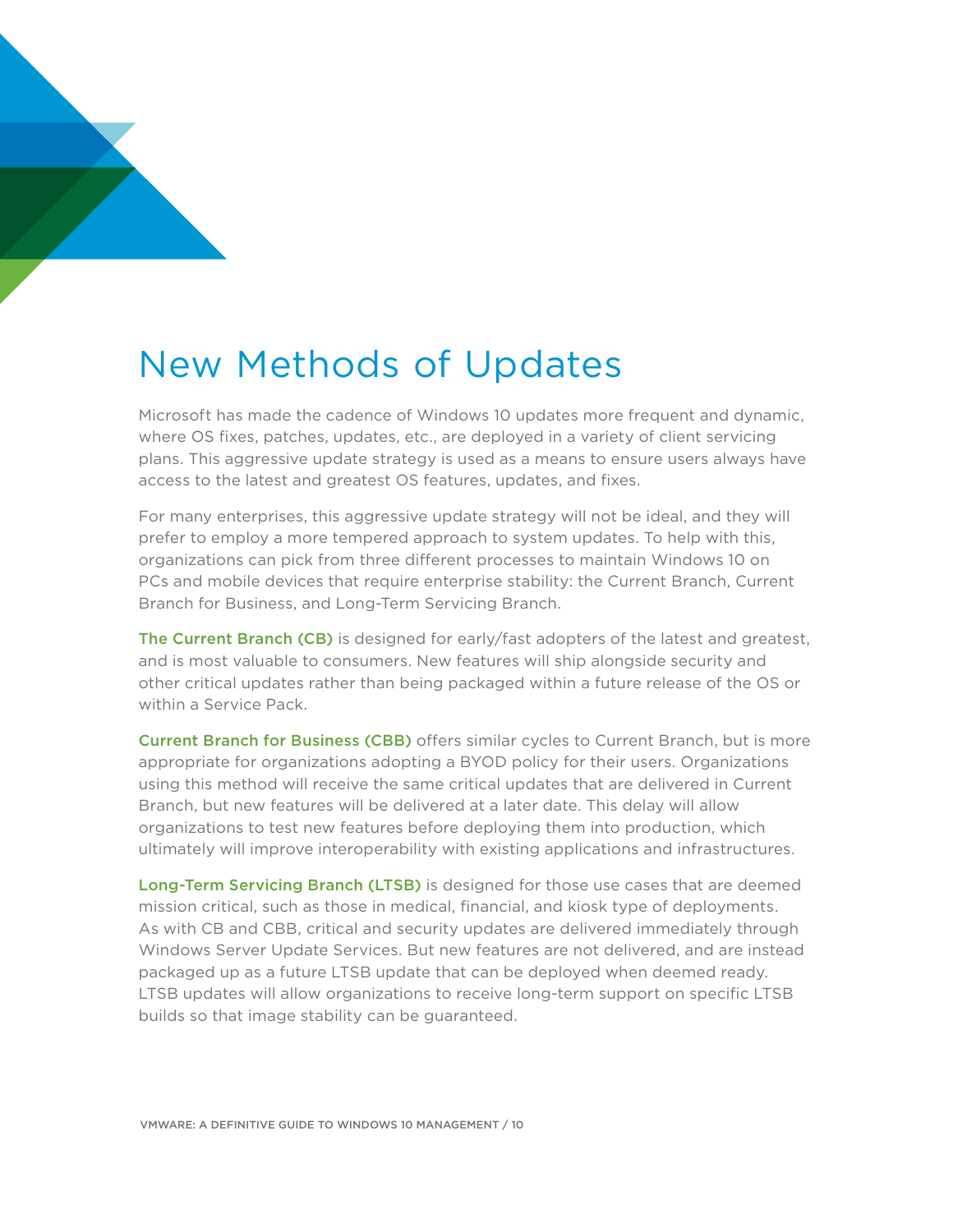# New Methods of Updates

Microsoft has made the cadence of Windows 10 updates more frequent and dynamic, where OS fixes, patches, updates, etc., are deployed in a variety of client servicing plans. This aggressive update strategy is used as a means to ensure users always have access to the latest and greatest OS features, updates, and fixes.

For many enterprises, this aggressive update strategy will not be ideal, and they will prefer to employ a more tempered approach to system updates. To help with this, organizations can pick from three different processes to maintain Windows 10 on PCs and mobile devices that require enterprise stability: the Current Branch, Current Branch for Business, and Long-Term Servicing Branch.

**The Current Branch (CB)** is designed for early/fast adopters of the latest and greatest, and is most valuable to consumers. New features will ship alongside security and other critical updates rather than being packaged within a future release of the OS or within a Service Pack.

**Current Branch for Business (CBB)** offers similar cycles to Current Branch, but is more appropriate for organizations adopting a BYOD policy for their users. Organizations using this method will receive the same critical updates that are delivered in Current Branch, but new features will be delivered at a later date. This delay will allow organizations to test new features before deploying them into production, which ultimately will improve interoperability with existing applications and infrastructures.

**Long-Term Servicing Branch (LTSB)** is designed for those use cases that are deemed mission critical, such as those in medical, financial, and kiosk type of deployments. As with CB and CBB, critical and security updates are delivered immediately through Windows Server Update Services. But new features are not delivered, and are instead packaged up as a future LTSB update that can be deployed when deemed ready. LTSB updates will allow organizations to receive long-term support on specific LTSB builds so that image stability can be guaranteed.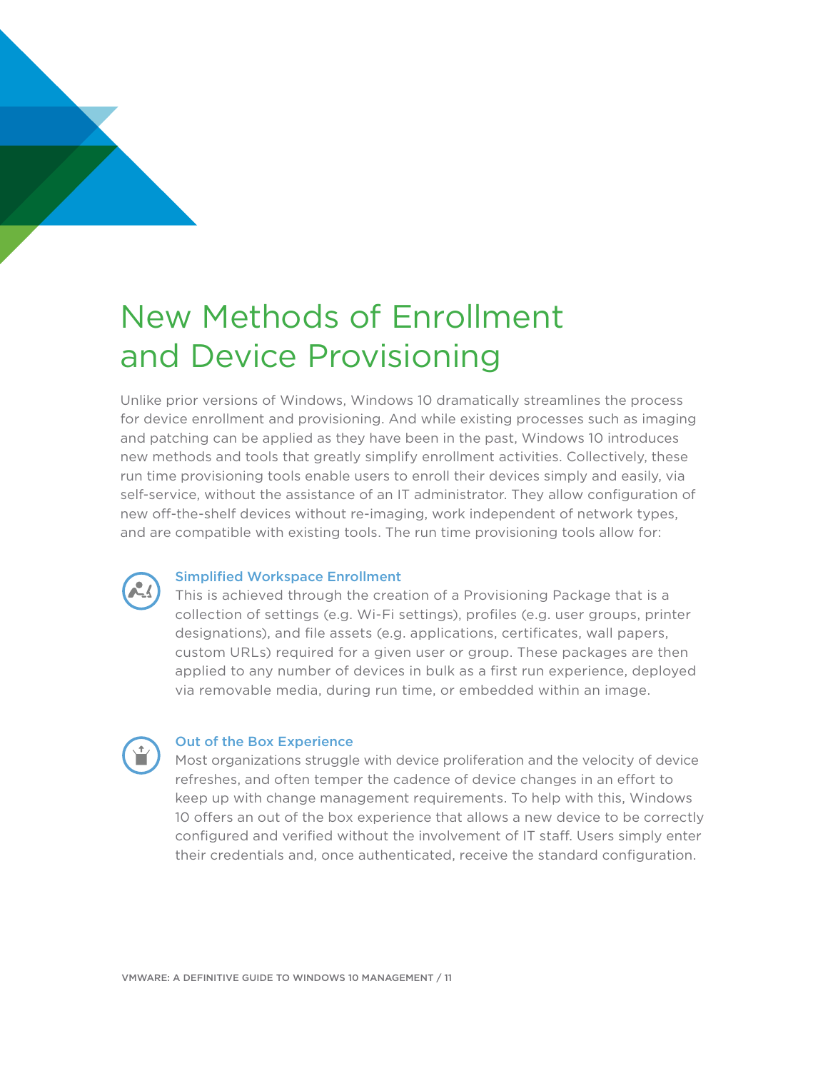# New Methods of Enrollment and Device Provisioning

Unlike prior versions of Windows, Windows 10 dramatically streamlines the process for device enrollment and provisioning. And while existing processes such as imaging and patching can be applied as they have been in the past, Windows 10 introduces new methods and tools that greatly simplify enrollment activities. Collectively, these run time provisioning tools enable users to enroll their devices simply and easily, via self-service, without the assistance of an IT administrator. They allow configuration of new off-the-shelf devices without re-imaging, work independent of network types, and are compatible with existing tools. The run time provisioning tools allow for:

### Simplified Workspace Enrollment

This is achieved through the creation of a Provisioning Package that is a collection of settings (e.g. Wi-Fi settings), profiles (e.g. user groups, printer designations), and file assets (e.g. applications, certificates, wall papers, custom URLs) required for a given user or group. These packages are then applied to any number of devices in bulk as a first run experience, deployed via removable media, during run time, or embedded within an image.

### Out of the Box Experience

Most organizations struggle with device proliferation and the velocity of device refreshes, and often temper the cadence of device changes in an effort to keep up with change management requirements. To help with this, Windows 10 offers an out of the box experience that allows a new device to be correctly configured and verified without the involvement of IT staff. Users simply enter their credentials and, once authenticated, receive the standard configuration.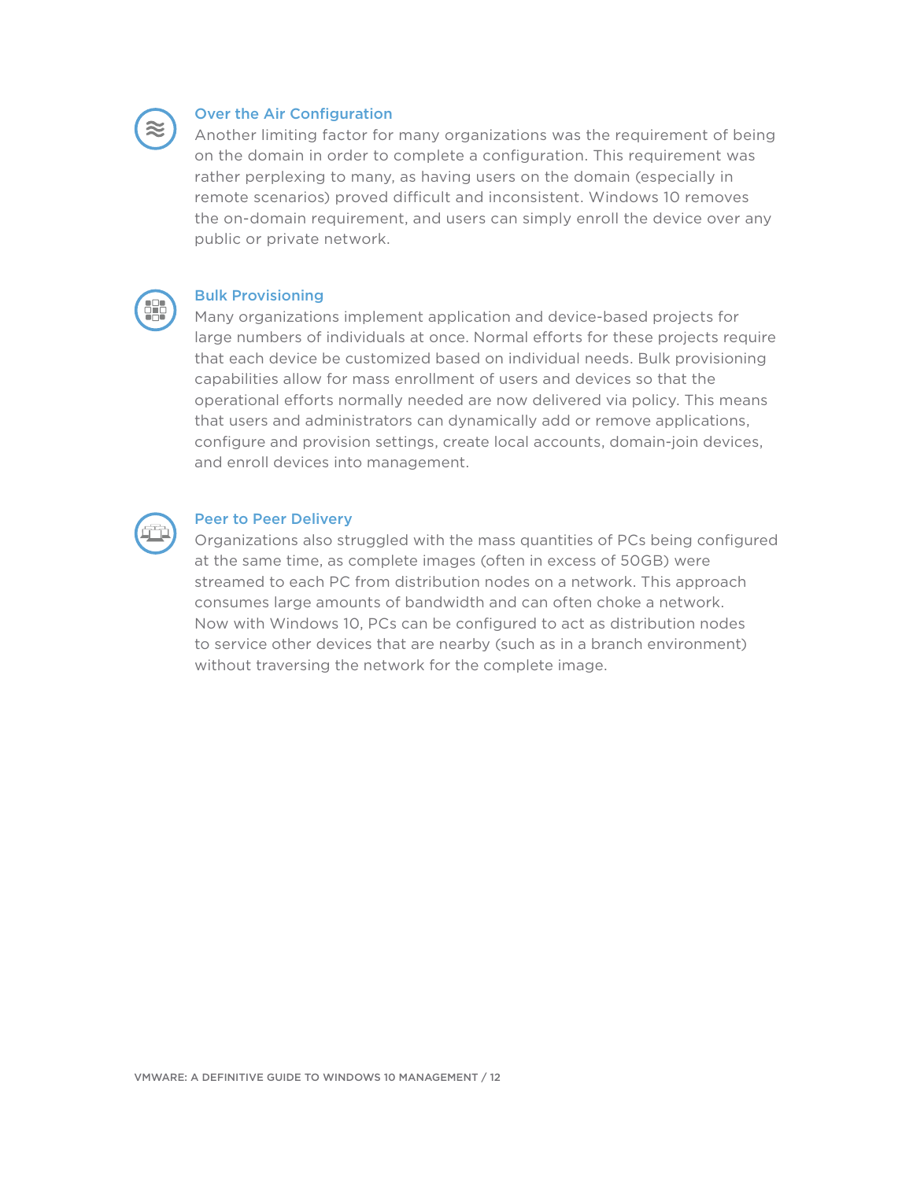### Over the Air Configuration

Another limiting factor for many organizations was the requirement of being on the domain in order to complete a configuration. This requirement was rather perplexing to many, as having users on the domain (especially in remote scenarios) proved difficult and inconsistent. Windows 10 removes the on-domain requirement, and users can simply enroll the device over any public or private network.

### Bulk Provisioning

Many organizations implement application and device-based projects for large numbers of individuals at once. Normal efforts for these projects require that each device be customized based on individual needs. Bulk provisioning capabilities allow for mass enrollment of users and devices so that the operational efforts normally needed are now delivered via policy. This means that users and administrators can dynamically add or remove applications, configure and provision settings, create local accounts, domain-join devices, and enroll devices into management.

### Peer to Peer Delivery

Organizations also struggled with the mass quantities of PCs being configured at the same time, as complete images (often in excess of 50GB) were streamed to each PC from distribution nodes on a network. This approach consumes large amounts of bandwidth and can often choke a network. Now with Windows 10, PCs can be configured to act as distribution nodes to service other devices that are nearby (such as in a branch environment) without traversing the network for the complete image.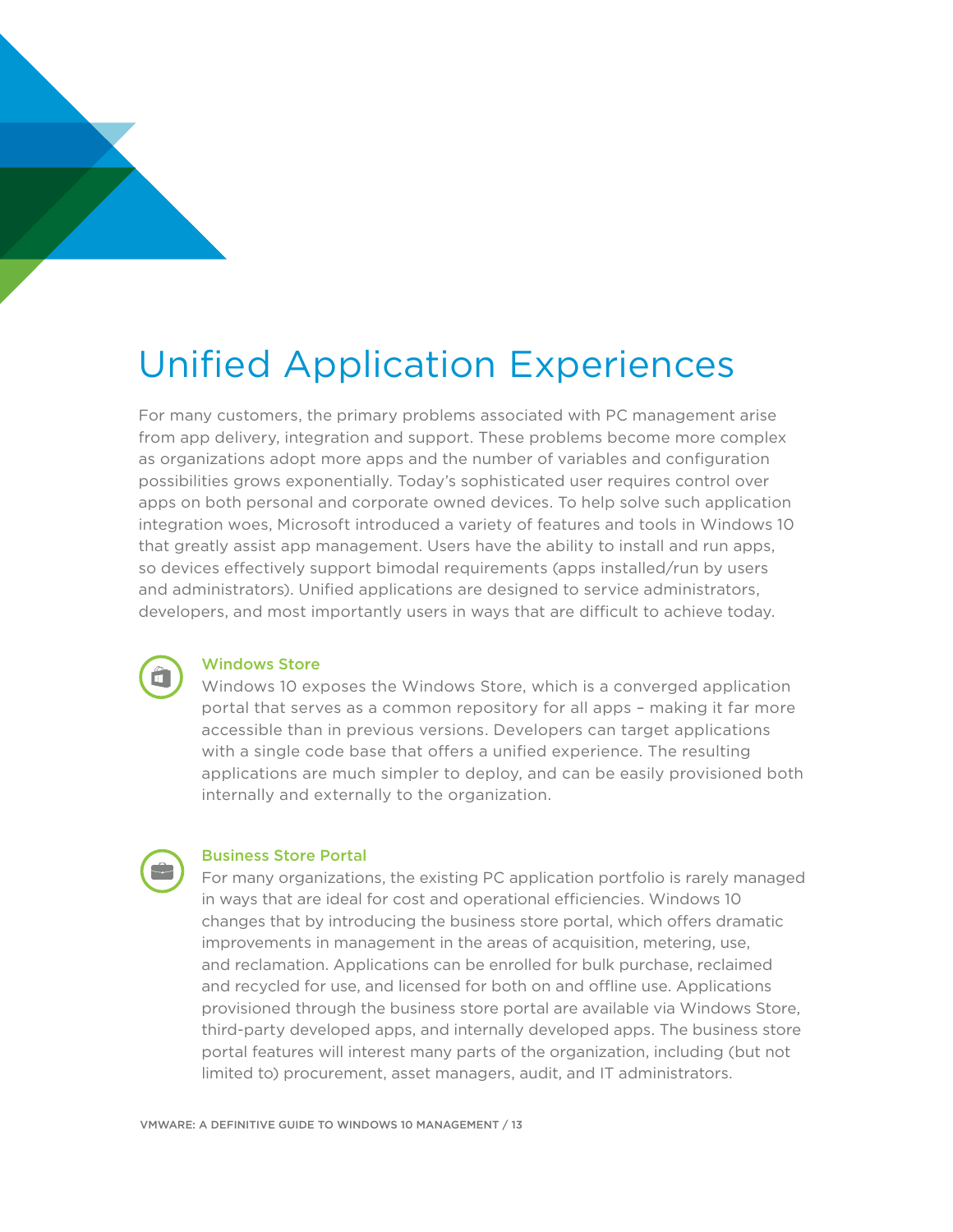# Unified Application Experiences

For many customers, the primary problems associated with PC management arise from app delivery, integration and support. These problems become more complex as organizations adopt more apps and the number of variables and configuration possibilities grows exponentially. Today's sophisticated user requires control over apps on both personal and corporate owned devices. To help solve such application integration woes, Microsoft introduced a variety of features and tools in Windows 10 that greatly assist app management. Users have the ability to install and run apps, so devices effectively support bimodal requirements (apps installed/run by users and administrators). Unified applications are designed to service administrators, developers, and most importantly users in ways that are difficult to achieve today.

### Windows Store

Windows 10 exposes the Windows Store, which is a converged application portal that serves as a common repository for all apps – making it far more accessible than in previous versions. Developers can target applications with a single code base that offers a unified experience. The resulting applications are much simpler to deploy, and can be easily provisioned both internally and externally to the organization.

### Business Store Portal

For many organizations, the existing PC application portfolio is rarely managed in ways that are ideal for cost and operational efficiencies. Windows 10 changes that by introducing the business store portal, which offers dramatic improvements in management in the areas of acquisition, metering, use, and reclamation. Applications can be enrolled for bulk purchase, reclaimed and recycled for use, and licensed for both on and offline use. Applications provisioned through the business store portal are available via Windows Store, third-party developed apps, and internally developed apps. The business store portal features will interest many parts of the organization, including (but not limited to) procurement, asset managers, audit, and IT administrators.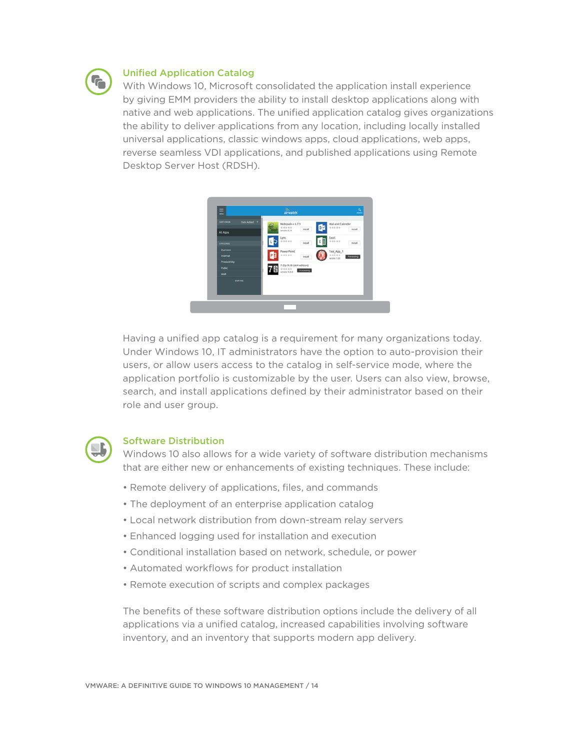## Unified Application Catalog

With Windows 10, Microsoft consolidated the application install experience by giving EMM providers the ability to install desktop applications along with native and web applications. The unified application catalog gives organizations the ability to deliver applications from any location, including locally installed universal applications, classic windows apps, cloud applications, web apps, reverse seamless VDI applications, and published applications using Remote Desktop Server Host (RDSH).

Having a unified app catalog is a requirement for many organizations today. Under Windows 10, IT administrators have the option to auto-provision their users, or allow users access to the catalog in self-service mode, where the application portfolio is customizable by the user. Users can also view, browse, search, and install applications defined by their administrator based on their role and user group.

## Software Distribution

Windows 10 also allows for a wide variety of software distribution mechanisms that are either new or enhancements of existing techniques. These include:

- Remote delivery of applications, files, and commands
- The deployment of an enterprise application catalog
- Local network distribution from down-stream relay servers
- Enhanced logging used for installation and execution
- Conditional installation based on network, schedule, or power
- Automated workflows for product installation
- Remote execution of scripts and complex packages

The benefits of these software distribution options include the delivery of all applications via a unified catalog, increased capabilities involving software inventory, and an inventory that supports modern app delivery.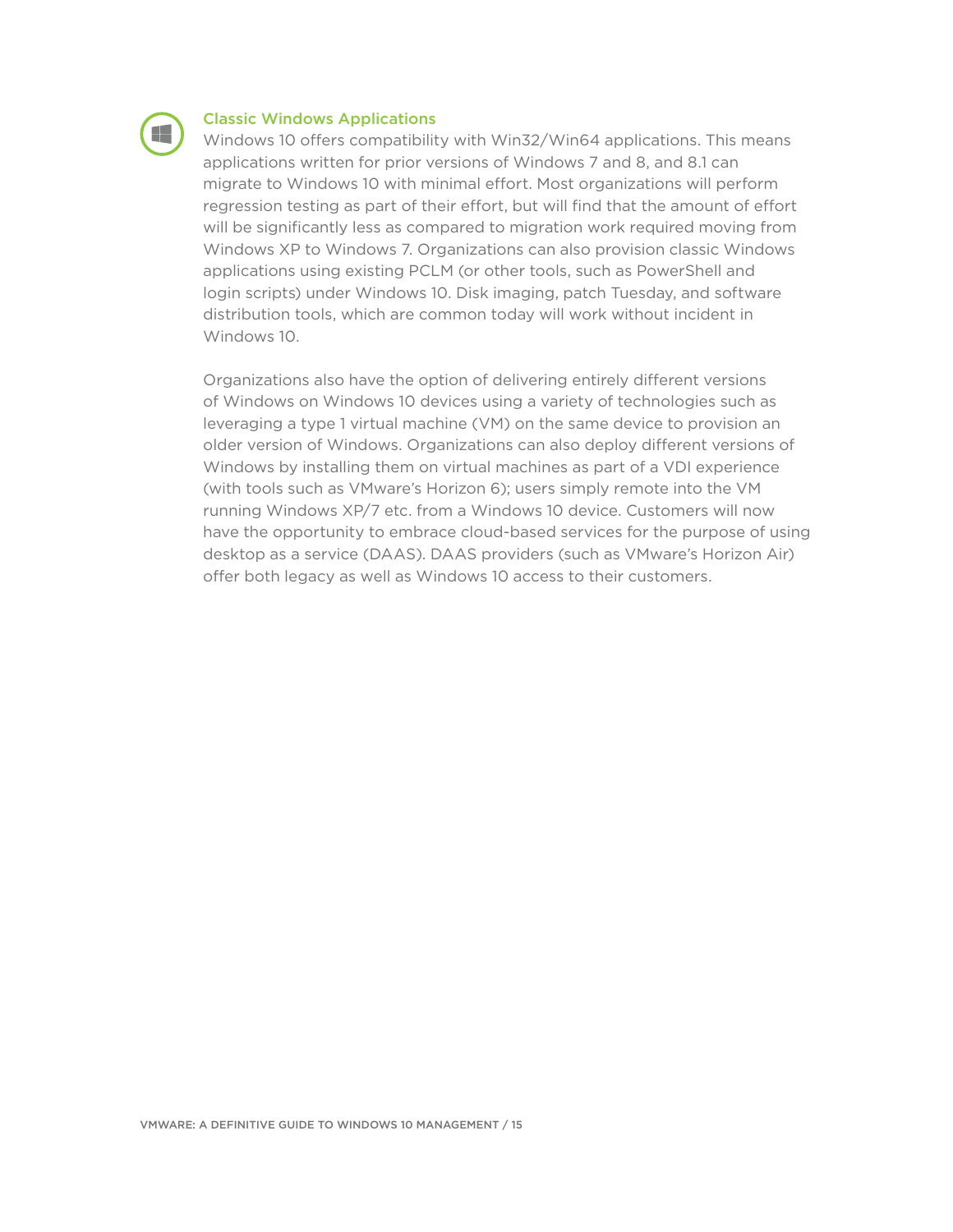### Classic Windows Applications

Windows 10 offers compatibility with Win32/Win64 applications. This means applications written for prior versions of Windows 7 and 8, and 8.1 can migrate to Windows 10 with minimal effort. Most organizations will perform regression testing as part of their effort, but will find that the amount of effort will be significantly less as compared to migration work required moving from Windows XP to Windows 7. Organizations can also provision classic Windows applications using existing PCLM (or other tools, such as PowerShell and login scripts) under Windows 10. Disk imaging, patch Tuesday, and software distribution tools, which are common today will work without incident in Windows 10.

Organizations also have the option of delivering entirely different versions of Windows on Windows 10 devices using a variety of technologies such as leveraging a type 1 virtual machine (VM) on the same device to provision an older version of Windows. Organizations can also deploy different versions of Windows by installing them on virtual machines as part of a VDI experience (with tools such as VMware's Horizon 6); users simply remote into the VM running Windows XP/7 etc. from a Windows 10 device. Customers will now have the opportunity to embrace cloud-based services for the purpose of using desktop as a service (DAAS). DAAS providers (such as VMware's Horizon Air) offer both legacy as well as Windows 10 access to their customers.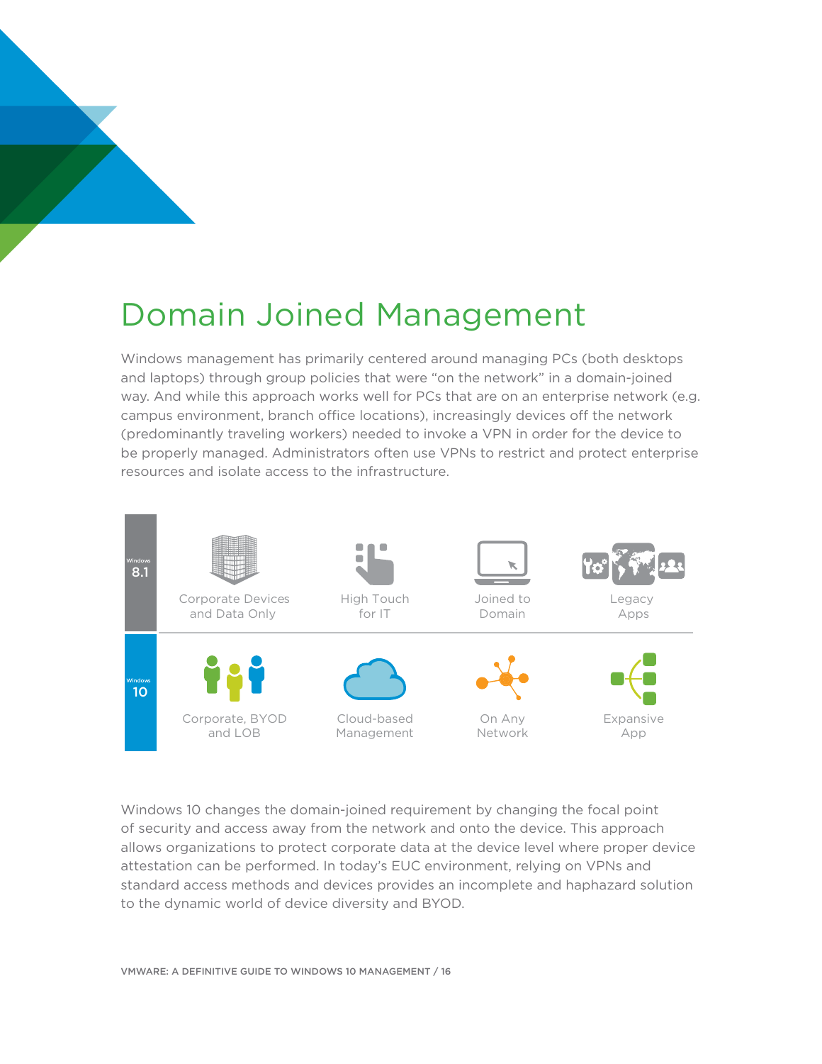# Domain Joined Management

Windows management has primarily centered around managing PCs (both desktops and laptops) through group policies that were "on the network" in a domain-joined way. And while this approach works well for PCs that are on an enterprise network (e.g. campus environment, branch office locations), increasingly devices off the network (predominantly traveling workers) needed to invoke a VPN in order for the device to be properly managed. Administrators often use VPNs to restrict and protect enterprise resources and isolate access to the infrastructure.

| | | | | |
|---|---|---|---|---|
| Windows 8.1 | Corporate Devices and Data Only | High Touch for IT | Joined to Domain | Legacy Apps |
| Windows 10 | Corporate, BYOD and LOB | Cloud-based Management | On Any Network | Expansive App |

Windows 10 changes the domain-joined requirement by changing the focal point of security and access away from the network and onto the device. This approach allows organizations to protect corporate data at the device level where proper device attestation can be performed. In today's EUC environment, relying on VPNs and standard access methods and devices provides an incomplete and haphazard solution to the dynamic world of device diversity and BYOD.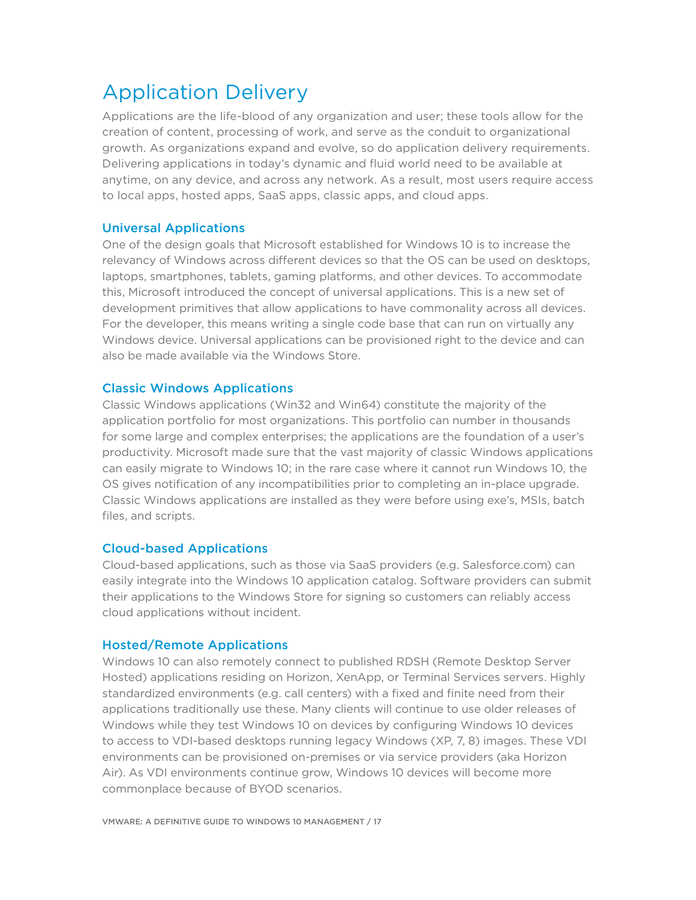# Application Delivery

Applications are the life-blood of any organization and user; these tools allow for the creation of content, processing of work, and serve as the conduit to organizational growth. As organizations expand and evolve, so do application delivery requirements. Delivering applications in today's dynamic and fluid world need to be available at anytime, on any device, and across any network. As a result, most users require access to local apps, hosted apps, SaaS apps, classic apps, and cloud apps.

### Universal Applications

One of the design goals that Microsoft established for Windows 10 is to increase the relevancy of Windows across different devices so that the OS can be used on desktops, laptops, smartphones, tablets, gaming platforms, and other devices. To accommodate this, Microsoft introduced the concept of universal applications. This is a new set of development primitives that allow applications to have commonality across all devices. For the developer, this means writing a single code base that can run on virtually any Windows device. Universal applications can be provisioned right to the device and can also be made available via the Windows Store.

### Classic Windows Applications

Classic Windows applications (Win32 and Win64) constitute the majority of the application portfolio for most organizations. This portfolio can number in thousands for some large and complex enterprises; the applications are the foundation of a user's productivity. Microsoft made sure that the vast majority of classic Windows applications can easily migrate to Windows 10; in the rare case where it cannot run Windows 10, the OS gives notification of any incompatibilities prior to completing an in-place upgrade. Classic Windows applications are installed as they were before using exe's, MSIs, batch files, and scripts.

### Cloud-based Applications

Cloud-based applications, such as those via SaaS providers (e.g. Salesforce.com) can easily integrate into the Windows 10 application catalog. Software providers can submit their applications to the Windows Store for signing so customers can reliably access cloud applications without incident.

### Hosted/Remote Applications

Windows 10 can also remotely connect to published RDSH (Remote Desktop Server Hosted) applications residing on Horizon, XenApp, or Terminal Services servers. Highly standardized environments (e.g. call centers) with a fixed and finite need from their applications traditionally use these. Many clients will continue to use older releases of Windows while they test Windows 10 on devices by configuring Windows 10 devices to access to VDI-based desktops running legacy Windows (XP, 7, 8) images. These VDI environments can be provisioned on-premises or via service providers (aka Horizon Air). As VDI environments continue grow, Windows 10 devices will become more commonplace because of BYOD scenarios.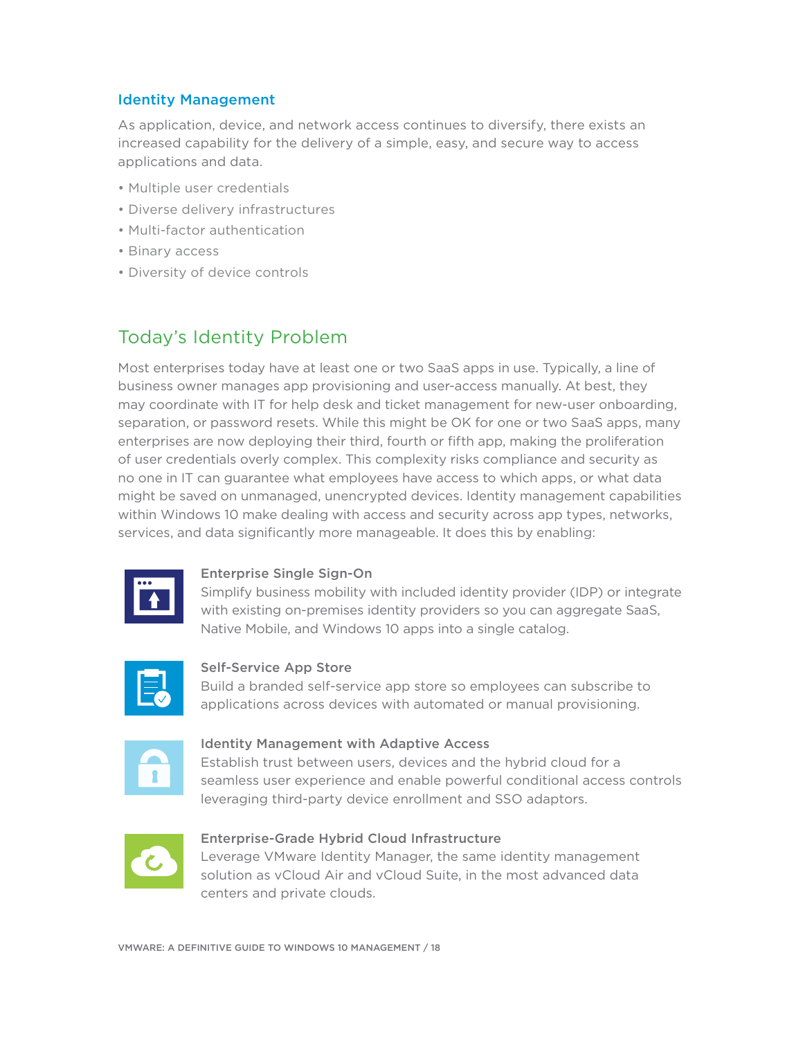### Identity Management

As application, device, and network access continues to diversify, there exists an increased capability for the delivery of a simple, easy, and secure way to access applications and data.

- Multiple user credentials
- Diverse delivery infrastructures
- Multi-factor authentication
- Binary access
- Diversity of device controls

## Today's Identity Problem

Most enterprises today have at least one or two SaaS apps in use. Typically, a line of business owner manages app provisioning and user-access manually. At best, they may coordinate with IT for help desk and ticket management for new-user onboarding, separation, or password resets. While this might be OK for one or two SaaS apps, many enterprises are now deploying their third, fourth or fifth app, making the proliferation of user credentials overly complex. This complexity risks compliance and security as no one in IT can guarantee what employees have access to which apps, or what data might be saved on unmanaged, unencrypted devices. Identity management capabilities within Windows 10 make dealing with access and security across app types, networks, services, and data significantly more manageable. It does this by enabling:

**Enterprise Single Sign-On**
Simplify business mobility with included identity provider (IDP) or integrate with existing on-premises identity providers so you can aggregate SaaS, Native Mobile, and Windows 10 apps into a single catalog.

**Self-Service App Store**
Build a branded self-service app store so employees can subscribe to applications across devices with automated or manual provisioning.

**Identity Management with Adaptive Access**
Establish trust between users, devices and the hybrid cloud for a seamless user experience and enable powerful conditional access controls leveraging third-party device enrollment and SSO adaptors.

**Enterprise-Grade Hybrid Cloud Infrastructure**
Leverage VMware Identity Manager, the same identity management solution as vCloud Air and vCloud Suite, in the most advanced data centers and private clouds.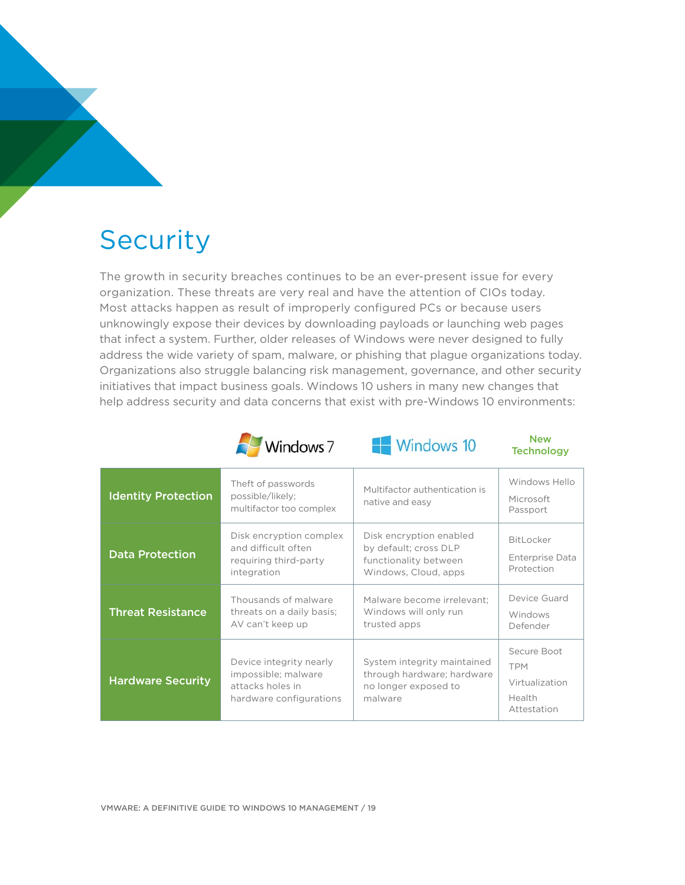# Security

The growth in security breaches continues to be an ever-present issue for every organization. These threats are very real and have the attention of CIOs today. Most attacks happen as result of improperly configured PCs or because users unknowingly expose their devices by downloading payloads or launching web pages that infect a system. Further, older releases of Windows were never designed to fully address the wide variety of spam, malware, or phishing that plague organizations today. Organizations also struggle balancing risk management, governance, and other security initiatives that impact business goals. Windows 10 ushers in many new changes that help address security and data concerns that exist with pre-Windows 10 environments:

| | Windows 7 | Windows 10 | New Technology |
|---|---|---|---|
| **Identity Protection** | Theft of passwords possible/likely; multifactor too complex | Multifactor authentication is native and easy | Windows Hello<br>Microsoft Passport |
| **Data Protection** | Disk encryption complex and difficult often requiring third-party integration | Disk encryption enabled by default; cross DLP functionality between Windows, Cloud, apps | BitLocker<br>Enterprise Data Protection |
| **Threat Resistance** | Thousands of malware threats on a daily basis; AV can't keep up | Malware become irrelevant; Windows will only run trusted apps | Device Guard<br>Windows Defender |
| **Hardware Security** | Device integrity nearly impossible; malware attacks holes in hardware configurations | System integrity maintained through hardware; hardware no longer exposed to malware | Secure Boot<br>TPM<br>Virtualization<br>Health Attestation |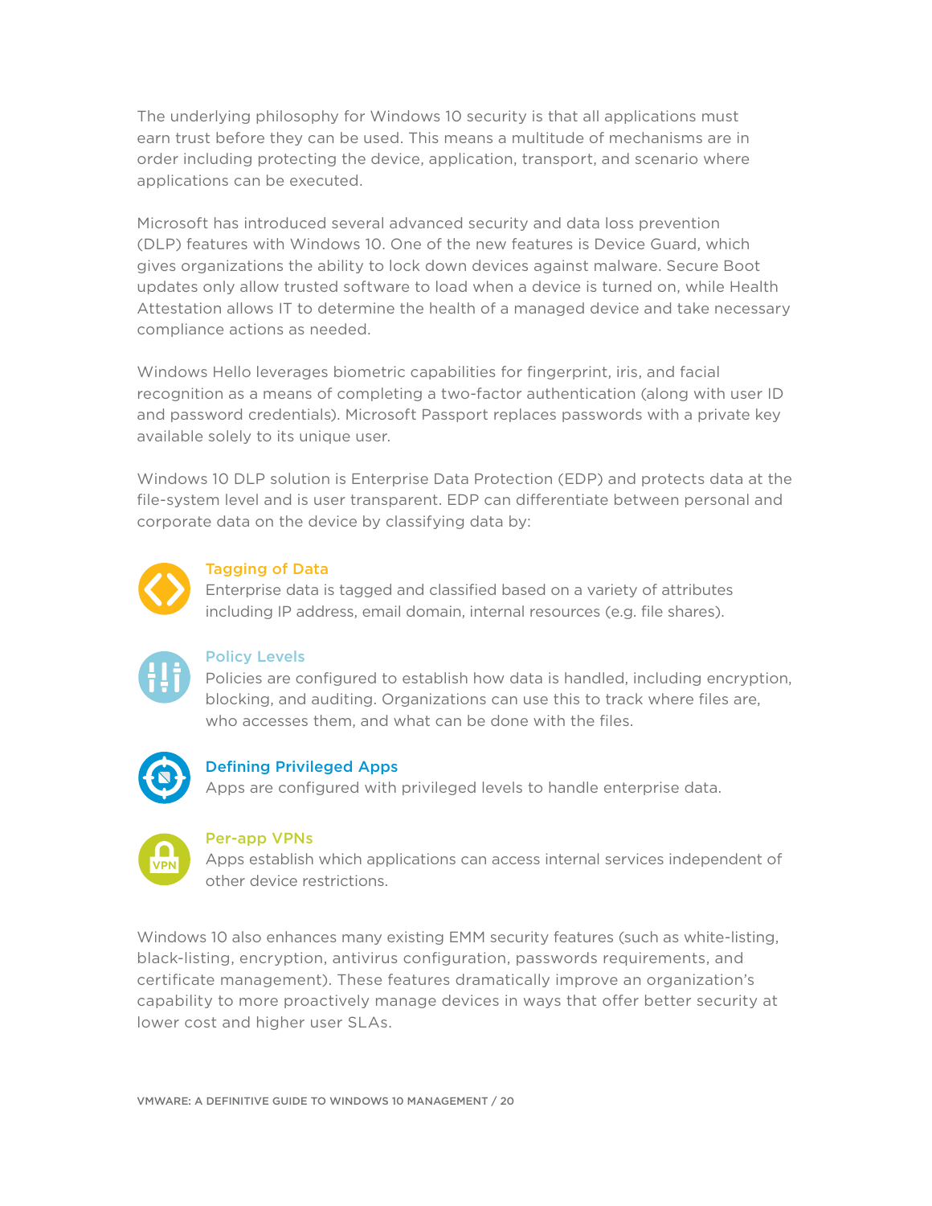The underlying philosophy for Windows 10 security is that all applications must earn trust before they can be used. This means a multitude of mechanisms are in order including protecting the device, application, transport, and scenario where applications can be executed.

Microsoft has introduced several advanced security and data loss prevention (DLP) features with Windows 10. One of the new features is Device Guard, which gives organizations the ability to lock down devices against malware. Secure Boot updates only allow trusted software to load when a device is turned on, while Health Attestation allows IT to determine the health of a managed device and take necessary compliance actions as needed.

Windows Hello leverages biometric capabilities for fingerprint, iris, and facial recognition as a means of completing a two-factor authentication (along with user ID and password credentials). Microsoft Passport replaces passwords with a private key available solely to its unique user.

Windows 10 DLP solution is Enterprise Data Protection (EDP) and protects data at the file-system level and is user transparent. EDP can differentiate between personal and corporate data on the device by classifying data by:

**Tagging of Data**
Enterprise data is tagged and classified based on a variety of attributes including IP address, email domain, internal resources (e.g. file shares).

**Policy Levels**
Policies are configured to establish how data is handled, including encryption, blocking, and auditing. Organizations can use this to track where files are, who accesses them, and what can be done with the files.

**Defining Privileged Apps**
Apps are configured with privileged levels to handle enterprise data.

**Per-app VPNs**
Apps establish which applications can access internal services independent of other device restrictions.

Windows 10 also enhances many existing EMM security features (such as white-listing, black-listing, encryption, antivirus configuration, passwords requirements, and certificate management). These features dramatically improve an organization's capability to more proactively manage devices in ways that offer better security at lower cost and higher user SLAs.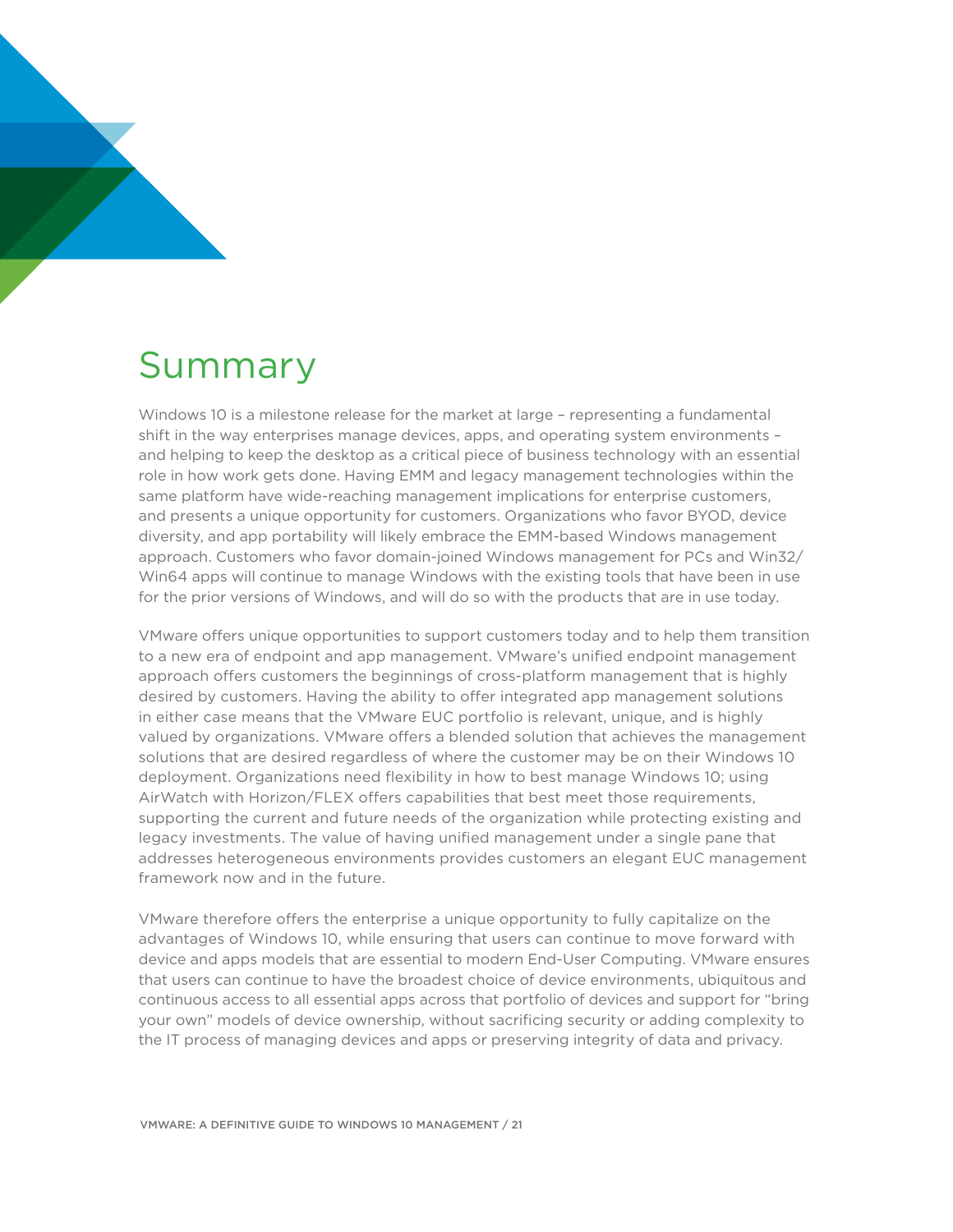# Summary

Windows 10 is a milestone release for the market at large – representing a fundamental shift in the way enterprises manage devices, apps, and operating system environments – and helping to keep the desktop as a critical piece of business technology with an essential role in how work gets done. Having EMM and legacy management technologies within the same platform have wide-reaching management implications for enterprise customers, and presents a unique opportunity for customers. Organizations who favor BYOD, device diversity, and app portability will likely embrace the EMM-based Windows management approach. Customers who favor domain-joined Windows management for PCs and Win32/Win64 apps will continue to manage Windows with the existing tools that have been in use for the prior versions of Windows, and will do so with the products that are in use today.

VMware offers unique opportunities to support customers today and to help them transition to a new era of endpoint and app management. VMware's unified endpoint management approach offers customers the beginnings of cross-platform management that is highly desired by customers. Having the ability to offer integrated app management solutions in either case means that the VMware EUC portfolio is relevant, unique, and is highly valued by organizations. VMware offers a blended solution that achieves the management solutions that are desired regardless of where the customer may be on their Windows 10 deployment. Organizations need flexibility in how to best manage Windows 10; using AirWatch with Horizon/FLEX offers capabilities that best meet those requirements, supporting the current and future needs of the organization while protecting existing and legacy investments. The value of having unified management under a single pane that addresses heterogeneous environments provides customers an elegant EUC management framework now and in the future.

VMware therefore offers the enterprise a unique opportunity to fully capitalize on the advantages of Windows 10, while ensuring that users can continue to move forward with device and apps models that are essential to modern End-User Computing. VMware ensures that users can continue to have the broadest choice of device environments, ubiquitous and continuous access to all essential apps across that portfolio of devices and support for "bring your own" models of device ownership, without sacrificing security or adding complexity to the IT process of managing devices and apps or preserving integrity of data and privacy.